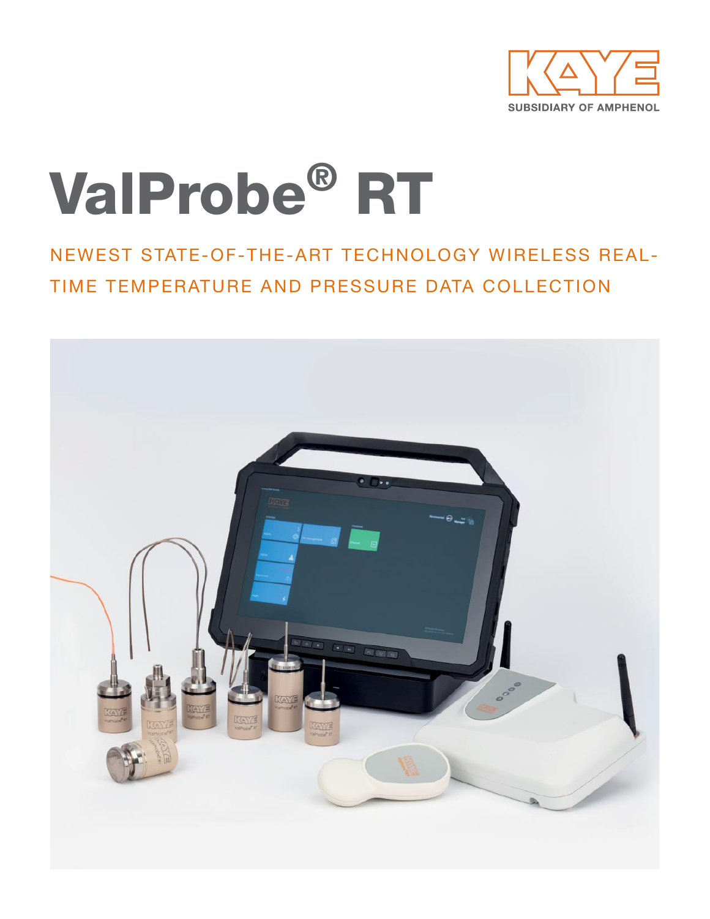KAYE

SUBSIDIARY OF AMPHENOL

# ValProbe® RT

## NEWEST STATE-OF-THE-ART TECHNOLOGY WIRELESS REAL-TIME TEMPERATURE AND PRESSURE DATA COLLECTION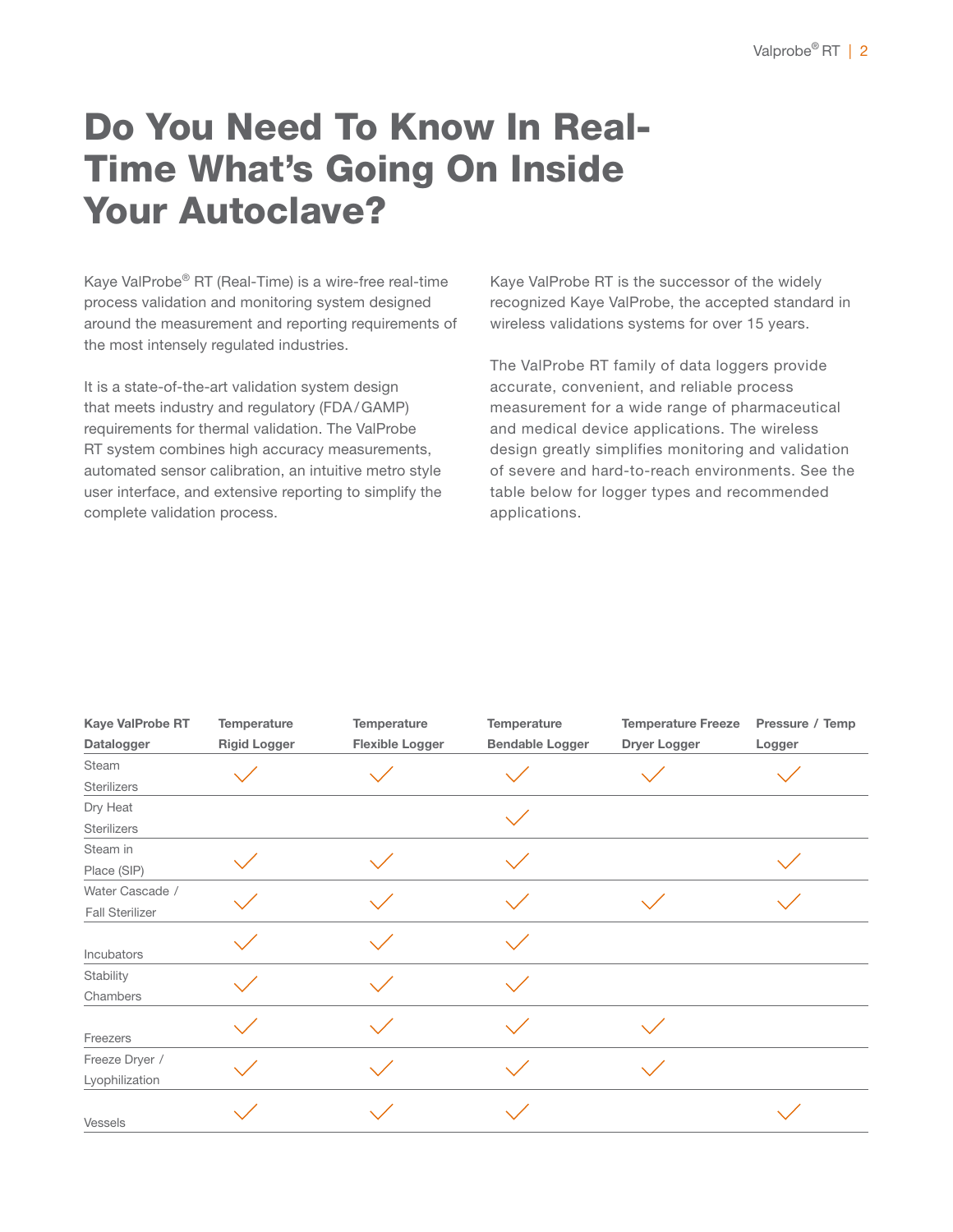# Do You Need To Know In Real-Time What's Going On Inside Your Autoclave?

Kaye ValProbe® RT (Real-Time) is a wire-free real-time process validation and monitoring system designed around the measurement and reporting requirements of the most intensely regulated industries.

It is a state-of-the-art validation system design that meets industry and regulatory (FDA / GAMP) requirements for thermal validation. The ValProbe RT system combines high accuracy measurements, automated sensor calibration, an intuitive metro style user interface, and extensive reporting to simplify the complete validation process.

Kaye ValProbe RT is the successor of the widely recognized Kaye ValProbe, the accepted standard in wireless validations systems for over 15 years.

The ValProbe RT family of data loggers provide accurate, convenient, and reliable process measurement for a wide range of pharmaceutical and medical device applications. The wireless design greatly simplifies monitoring and validation of severe and hard-to-reach environments. See the table below for logger types and recommended applications.

| Kaye ValProbe RT Datalogger | Temperature Rigid Logger | Temperature Flexible Logger | Temperature Bendable Logger | Temperature Freeze Dryer Logger | Pressure / Temp Logger |
|---|---|---|---|---|---|
| Steam Sterilizers | ✓ | ✓ | ✓ | ✓ | ✓ |
| Dry Heat Sterilizers | | | ✓ | | |
| Steam in Place (SIP) | ✓ | ✓ | ✓ | | ✓ |
| Water Cascade / Fall Sterilizer | ✓ | ✓ | ✓ | ✓ | ✓ |
| Incubators | ✓ | ✓ | ✓ | | |
| Stability Chambers | ✓ | ✓ | ✓ | | |
| Freezers | ✓ | ✓ | ✓ | ✓ | |
| Freeze Dryer / Lyophilization | ✓ | ✓ | ✓ | ✓ | |
| Vessels | ✓ | ✓ | ✓ | | ✓ |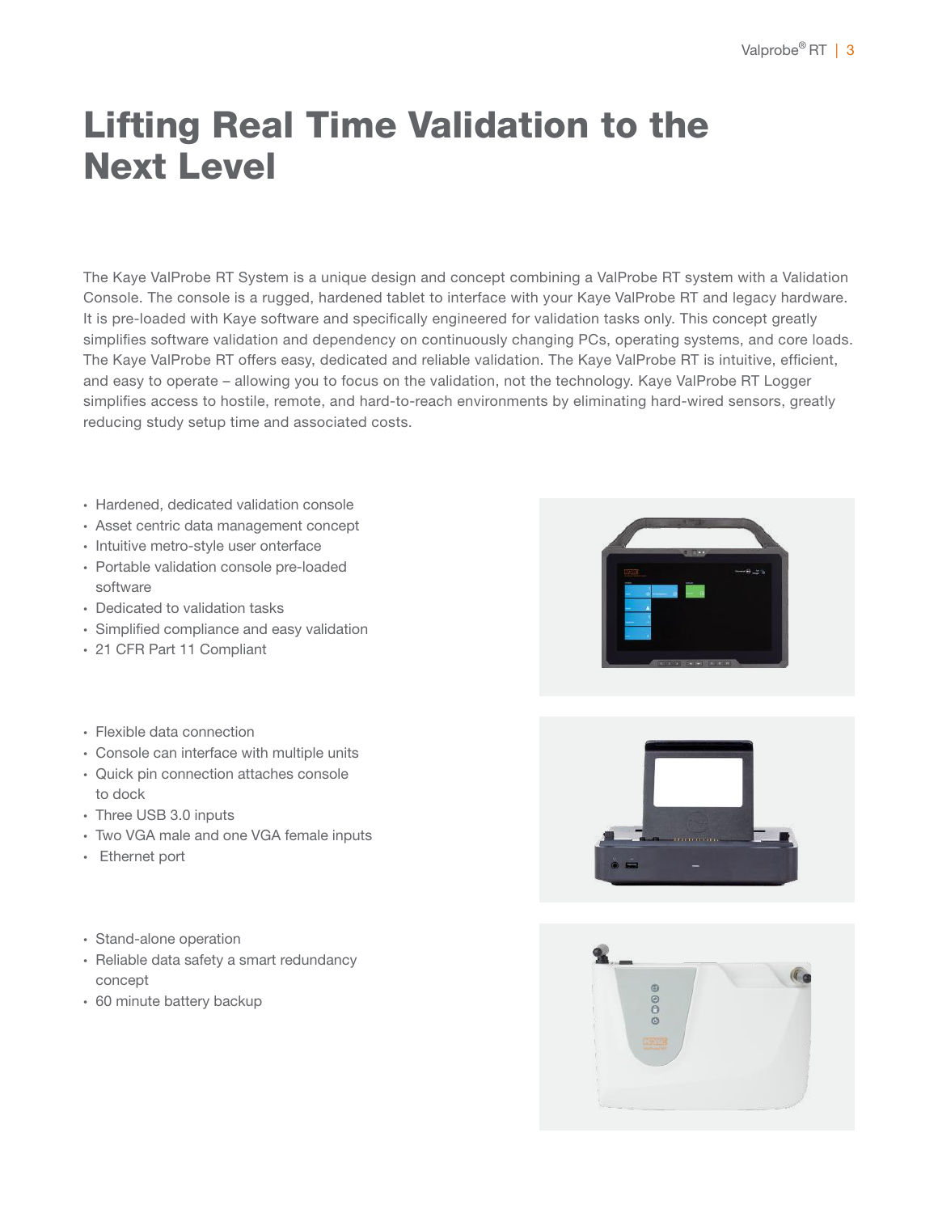# Lifting Real Time Validation to the Next Level

The Kaye ValProbe RT System is a unique design and concept combining a ValProbe RT system with a Validation Console. The console is a rugged, hardened tablet to interface with your Kaye ValProbe RT and legacy hardware. It is pre-loaded with Kaye software and specifically engineered for validation tasks only. This concept greatly simplifies software validation and dependency on continuously changing PCs, operating systems, and core loads. The Kaye ValProbe RT offers easy, dedicated and reliable validation. The Kaye ValProbe RT is intuitive, efficient, and easy to operate – allowing you to focus on the validation, not the technology. Kaye ValProbe RT Logger simplifies access to hostile, remote, and hard-to-reach environments by eliminating hard-wired sensors, greatly reducing study setup time and associated costs.

- Hardened, dedicated validation console
- Asset centric data management concept
- Intuitive metro-style user onterface
- Portable validation console pre-loaded software
- Dedicated to validation tasks
- Simplified compliance and easy validation
- 21 CFR Part 11 Compliant

- Flexible data connection
- Console can interface with multiple units
- Quick pin connection attaches console to dock
- Three USB 3.0 inputs
- Two VGA male and one VGA female inputs
- Ethernet port

- Stand-alone operation
- Reliable data safety a smart redundancy concept
- 60 minute battery backup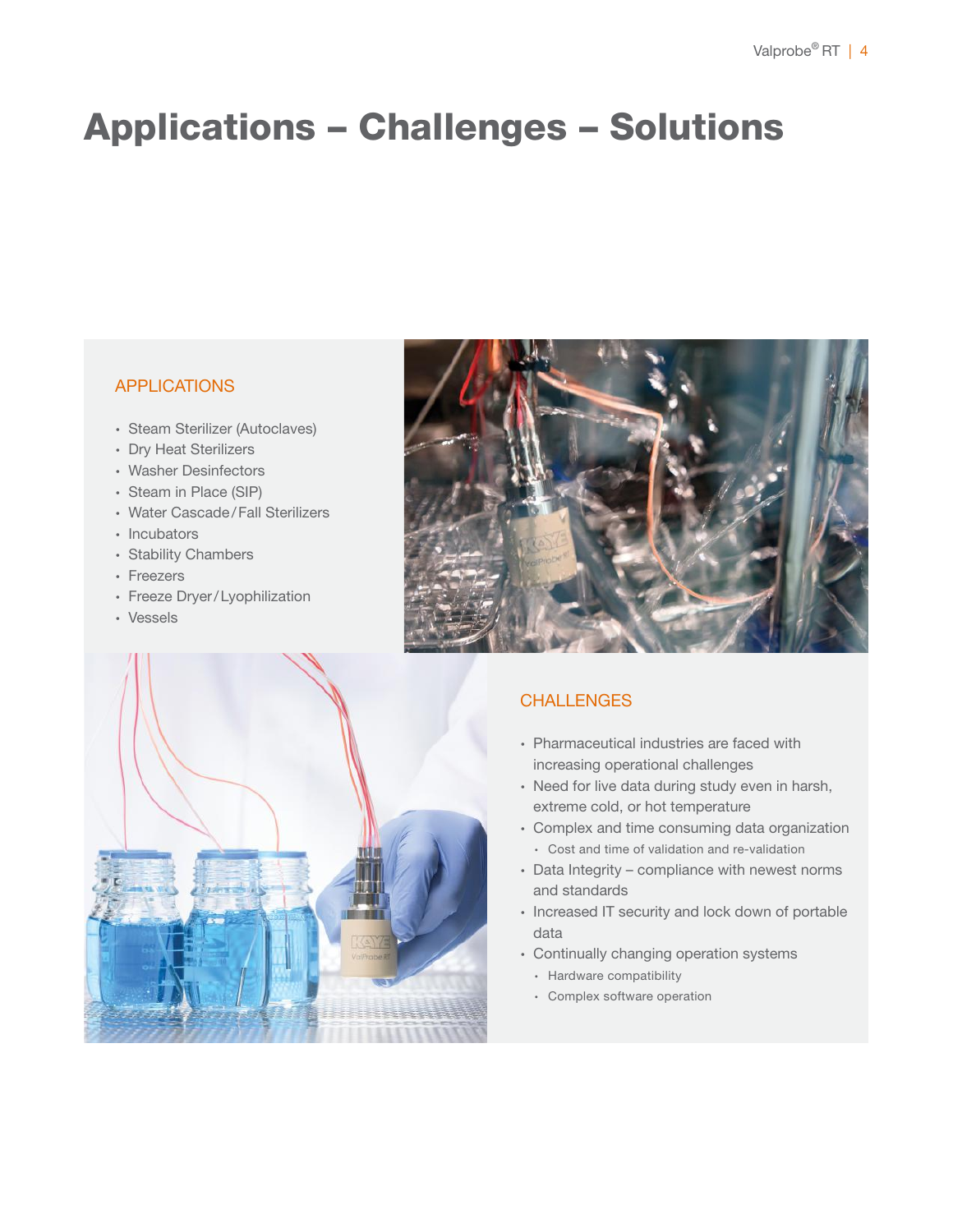# Applications – Challenges – Solutions

## APPLICATIONS

- Steam Sterilizer (Autoclaves)
- Dry Heat Sterilizers
- Washer Desinfectors
- Steam in Place (SIP)
- Water Cascade / Fall Sterilizers
- Incubators
- Stability Chambers
- Freezers
- Freeze Dryer / Lyophilization
- Vessels

## CHALLENGES

- Pharmaceutical industries are faced with increasing operational challenges
- Need for live data during study even in harsh, extreme cold, or hot temperature
- Complex and time consuming data organization
  - Cost and time of validation and re-validation
- Data Integrity – compliance with newest norms and standards
- Increased IT security and lock down of portable data
- Continually changing operation systems
  - Hardware compatibility
  - Complex software operation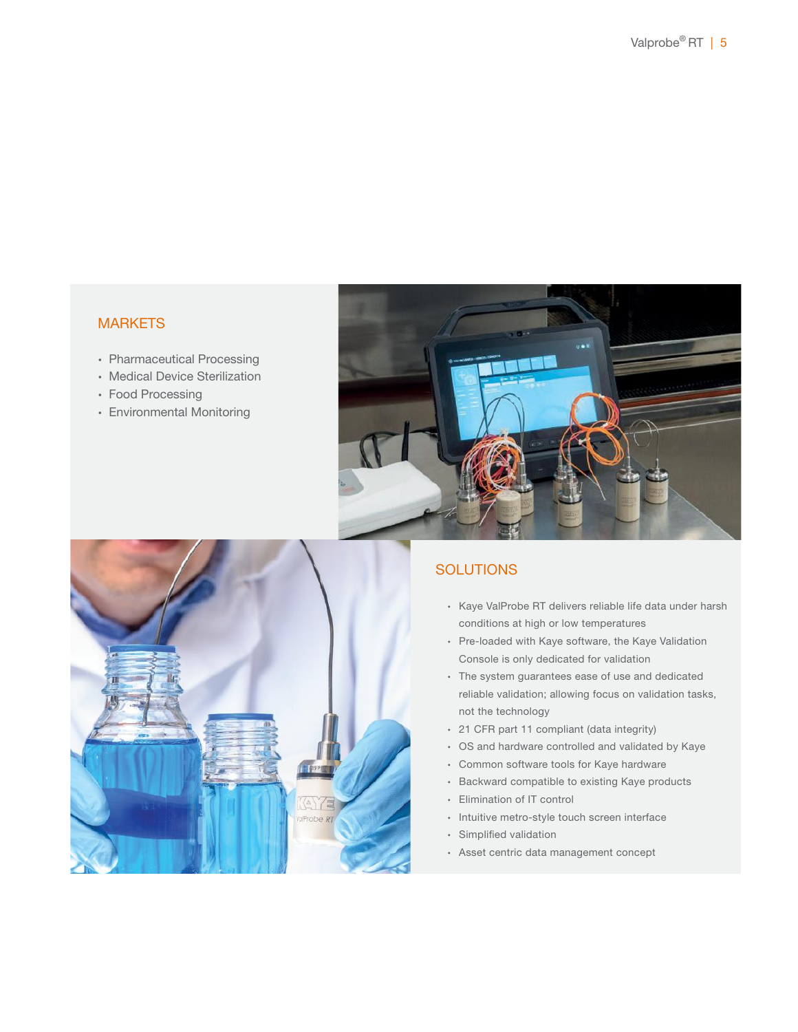## MARKETS

- Pharmaceutical Processing
- Medical Device Sterilization
- Food Processing
- Environmental Monitoring

## SOLUTIONS

- Kaye ValProbe RT delivers reliable life data under harsh conditions at high or low temperatures
- Pre-loaded with Kaye software, the Kaye Validation Console is only dedicated for validation
- The system guarantees ease of use and dedicated reliable validation; allowing focus on validation tasks, not the technology
- 21 CFR part 11 compliant (data integrity)
- OS and hardware controlled and validated by Kaye
- Common software tools for Kaye hardware
- Backward compatible to existing Kaye products
- Elimination of IT control
- Intuitive metro-style touch screen interface
- Simplified validation
- Asset centric data management concept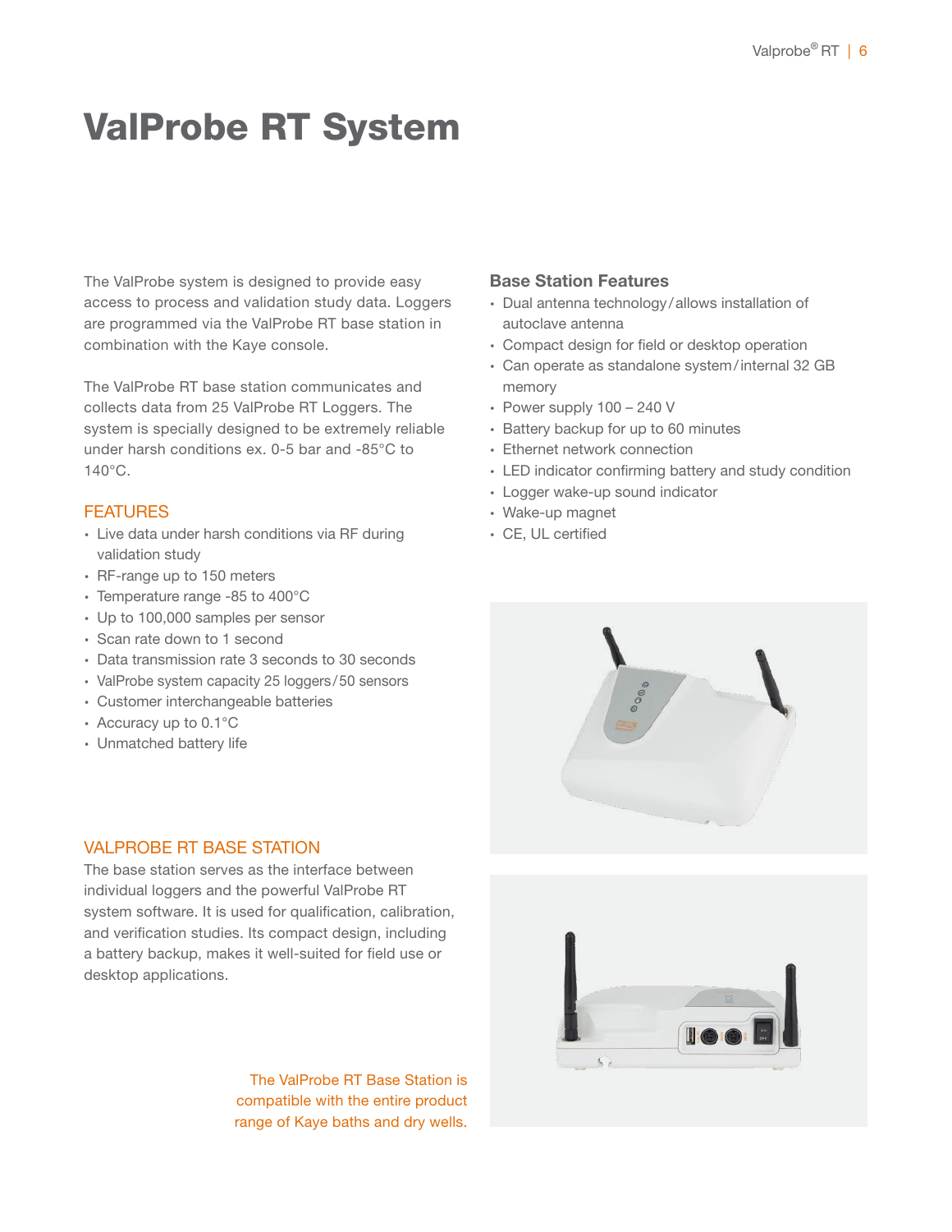# ValProbe RT System

The ValProbe system is designed to provide easy access to process and validation study data. Loggers are programmed via the ValProbe RT base station in combination with the Kaye console.

The ValProbe RT base station communicates and collects data from 25 ValProbe RT Loggers. The system is specially designed to be extremely reliable under harsh conditions ex. 0-5 bar and -85°C to 140°C.

## FEATURES

- Live data under harsh conditions via RF during validation study
- RF-range up to 150 meters
- Temperature range -85 to 400°C
- Up to 100,000 samples per sensor
- Scan rate down to 1 second
- Data transmission rate 3 seconds to 30 seconds
- ValProbe system capacity 25 loggers/50 sensors
- Customer interchangeable batteries
- Accuracy up to 0.1°C
- Unmatched battery life

## VALPROBE RT BASE STATION

The base station serves as the interface between individual loggers and the powerful ValProbe RT system software. It is used for qualification, calibration, and verification studies. Its compact design, including a battery backup, makes it well-suited for field use or desktop applications.

The ValProbe RT Base Station is compatible with the entire product range of Kaye baths and dry wells.

### Base Station Features

- Dual antenna technology/allows installation of autoclave antenna
- Compact design for field or desktop operation
- Can operate as standalone system/internal 32 GB memory
- Power supply 100 – 240 V
- Battery backup for up to 60 minutes
- Ethernet network connection
- LED indicator confirming battery and study condition
- Logger wake-up sound indicator
- Wake-up magnet
- CE, UL certified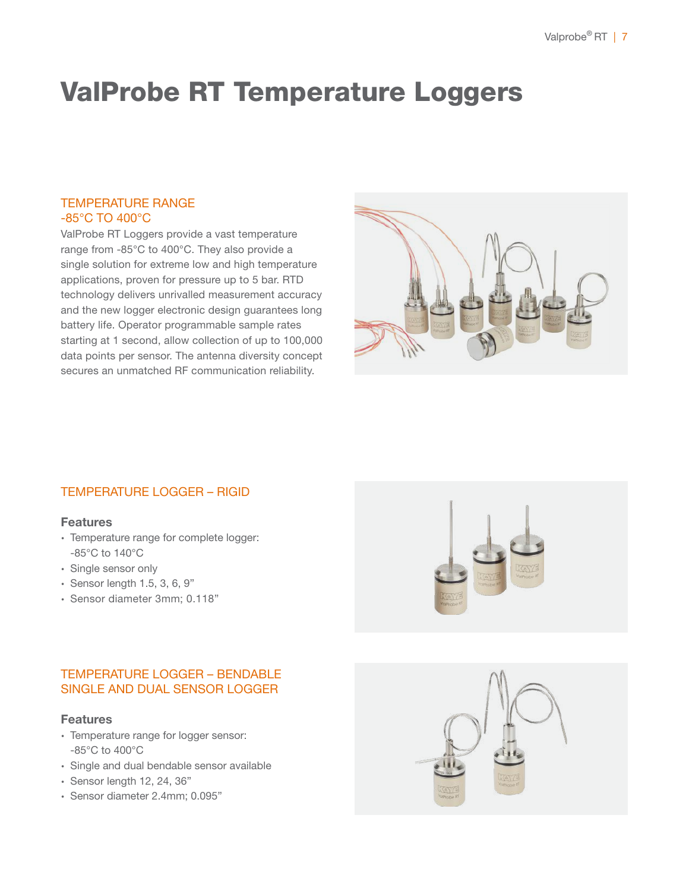# ValProbe RT Temperature Loggers

## TEMPERATURE RANGE -85°C TO 400°C

ValProbe RT Loggers provide a vast temperature range from -85°C to 400°C. They also provide a single solution for extreme low and high temperature applications, proven for pressure up to 5 bar. RTD technology delivers unrivalled measurement accuracy and the new logger electronic design guarantees long battery life. Operator programmable sample rates starting at 1 second, allow collection of up to 100,000 data points per sensor. The antenna diversity concept secures an unmatched RF communication reliability.

## TEMPERATURE LOGGER – RIGID

### Features

- Temperature range for complete logger: -85°C to 140°C
- Single sensor only
- Sensor length 1.5, 3, 6, 9”
- Sensor diameter 3mm; 0.118”

## TEMPERATURE LOGGER – BENDABLE SINGLE AND DUAL SENSOR LOGGER

### Features

- Temperature range for logger sensor: -85°C to 400°C
- Single and dual bendable sensor available
- Sensor length 12, 24, 36”
- Sensor diameter 2.4mm; 0.095”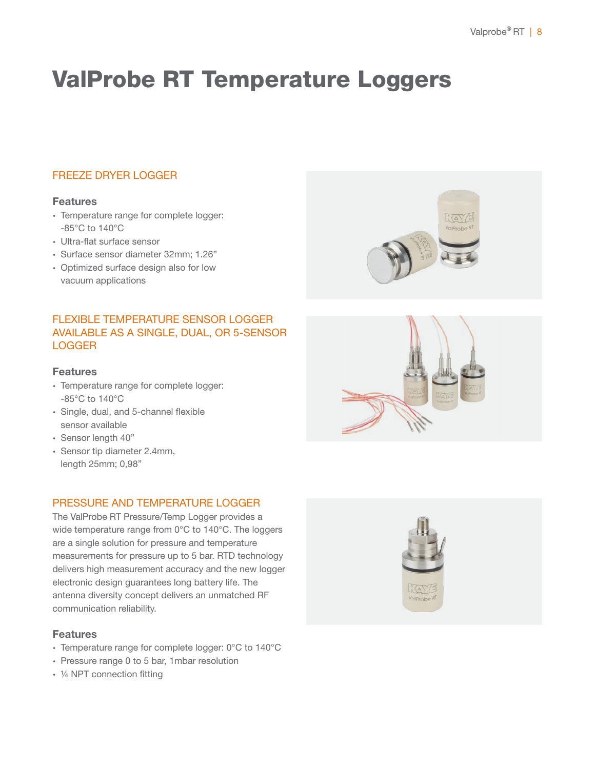# ValProbe RT Temperature Loggers

## FREEZE DRYER LOGGER

### Features

- Temperature range for complete logger: -85°C to 140°C
- Ultra-flat surface sensor
- Surface sensor diameter 32mm; 1.26"
- Optimized surface design also for low vacuum applications

## FLEXIBLE TEMPERATURE SENSOR LOGGER AVAILABLE AS A SINGLE, DUAL, OR 5-SENSOR LOGGER

### Features

- Temperature range for complete logger: -85°C to 140°C
- Single, dual, and 5-channel flexible sensor available
- Sensor length 40"
- Sensor tip diameter 2.4mm, length 25mm; 0,98"

## PRESSURE AND TEMPERATURE LOGGER

The ValProbe RT Pressure/Temp Logger provides a wide temperature range from 0°C to 140°C. The loggers are a single solution for pressure and temperature measurements for pressure up to 5 bar. RTD technology delivers high measurement accuracy and the new logger electronic design guarantees long battery life. The antenna diversity concept delivers an unmatched RF communication reliability.

### Features

- Temperature range for complete logger: 0°C to 140°C
- Pressure range 0 to 5 bar, 1mbar resolution
- ¼ NPT connection fitting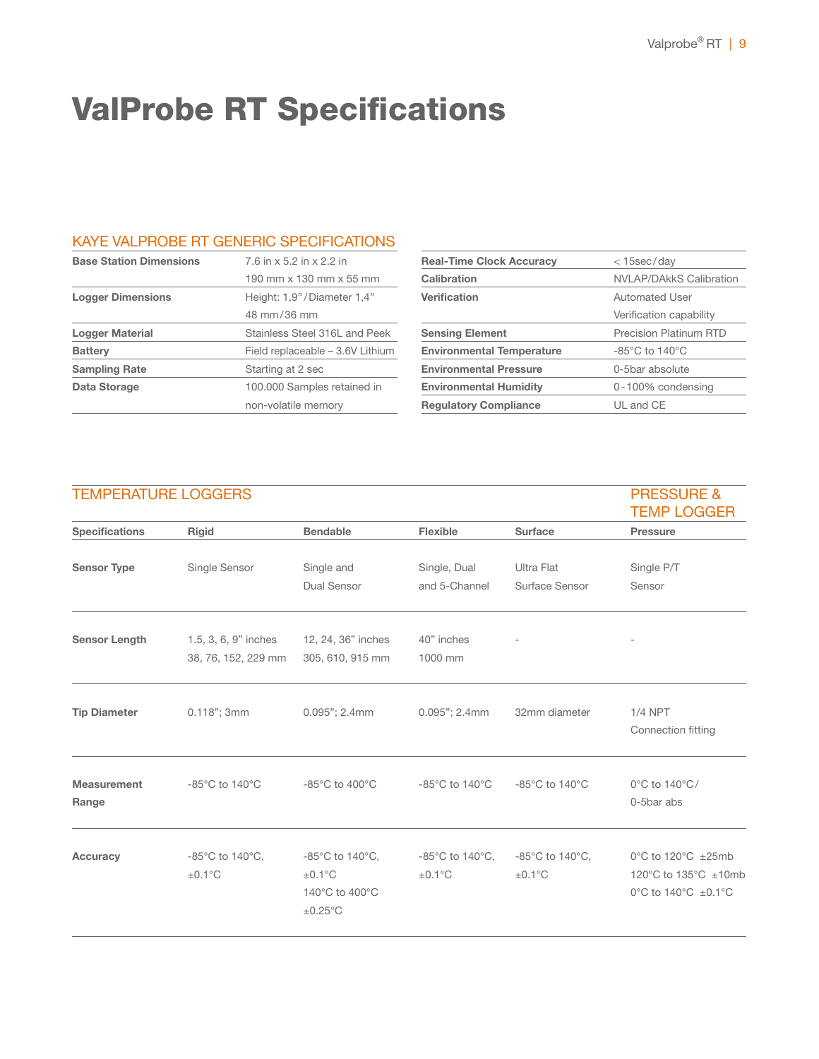# ValProbe RT Specifications

## KAYE VALPROBE RT GENERIC SPECIFICATIONS

| | |
|---|---|
| **Base Station Dimensions** | 7.6 in x 5.2 in x 2.2 in<br>190 mm x 130 mm x 55 mm |
| **Logger Dimensions** | Height: 1,9"/Diameter 1,4"<br>48 mm/36 mm |
| **Logger Material** | Stainless Steel 316L and Peek |
| **Battery** | Field replaceable – 3.6V Lithium |
| **Sampling Rate** | Starting at 2 sec |
| **Data Storage** | 100.000 Samples retained in non-volatile memory |
| **Real-Time Clock Accuracy** | < 15sec/day |
| **Calibration** | NVLAP/DAkkS Calibration |
| **Verification** | Automated User Verification capability |
| **Sensing Element** | Precision Platinum RTD |
| **Environmental Temperature** | -85°C to 140°C |
| **Environmental Pressure** | 0-5bar absolute |
| **Environmental Humidity** | 0-100% condensing |
| **Regulatory Compliance** | UL and CE |

## TEMPERATURE LOGGERS / PRESSURE & TEMP LOGGER

| | TEMPERATURE LOGGERS | | | | PRESSURE & TEMP LOGGER |
|---|---|---|---|---|---|
| **Specifications** | **Rigid** | **Bendable** | **Flexible** | **Surface** | **Pressure** |
| **Sensor Type** | Single Sensor | Single and Dual Sensor | Single, Dual and 5-Channel | Ultra Flat Surface Sensor | Single P/T Sensor |
| **Sensor Length** | 1.5, 3, 6, 9" inches<br>38, 76, 152, 229 mm | 12, 24, 36" inches<br>305, 610, 915 mm | 40" inches<br>1000 mm | - | - |
| **Tip Diameter** | 0.118"; 3mm | 0.095"; 2.4mm | 0.095"; 2.4mm | 32mm diameter | 1/4 NPT Connection fitting |
| **Measurement Range** | -85°C to 140°C | -85°C to 400°C | -85°C to 140°C | -85°C to 140°C | 0°C to 140°C/<br>0-5bar abs |
| **Accuracy** | -85°C to 140°C, ±0.1°C | -85°C to 140°C, ±0.1°C<br>140°C to 400°C ±0.25°C | -85°C to 140°C, ±0.1°C | -85°C to 140°C, ±0.1°C | 0°C to 120°C ±25mb<br>120°C to 135°C ±10mb<br>0°C to 140°C ±0.1°C |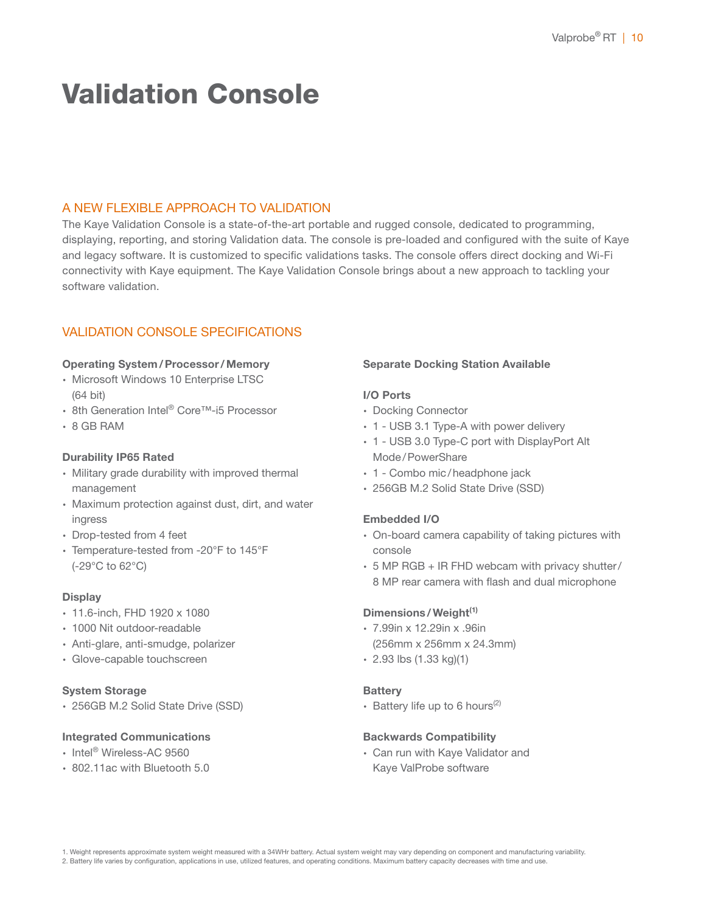# Validation Console

## A NEW FLEXIBLE APPROACH TO VALIDATION

The Kaye Validation Console is a state-of-the-art portable and rugged console, dedicated to programming, displaying, reporting, and storing Validation data. The console is pre-loaded and configured with the suite of Kaye and legacy software. It is customized to specific validations tasks. The console offers direct docking and Wi-Fi connectivity with Kaye equipment. The Kaye Validation Console brings about a new approach to tackling your software validation.

## VALIDATION CONSOLE SPECIFICATIONS

**Operating System / Processor / Memory**

- Microsoft Windows 10 Enterprise LTSC (64 bit)
- 8th Generation Intel® Core™-i5 Processor
- 8 GB RAM

**Durability IP65 Rated**

- Military grade durability with improved thermal management
- Maximum protection against dust, dirt, and water ingress
- Drop-tested from 4 feet
- Temperature-tested from -20°F to 145°F (-29°C to 62°C)

**Display**

- 11.6-inch, FHD 1920 x 1080
- 1000 Nit outdoor-readable
- Anti-glare, anti-smudge, polarizer
- Glove-capable touchscreen

**System Storage**

- 256GB M.2 Solid State Drive (SSD)

**Integrated Communications**

- Intel® Wireless-AC 9560
- 802.11ac with Bluetooth 5.0

**Separate Docking Station Available**

**I/O Ports**

- Docking Connector
- 1 - USB 3.1 Type-A with power delivery
- 1 - USB 3.0 Type-C port with DisplayPort Alt Mode / PowerShare
- 1 - Combo mic / headphone jack
- 256GB M.2 Solid State Drive (SSD)

**Embedded I/O**

- On-board camera capability of taking pictures with console
- 5 MP RGB + IR FHD webcam with privacy shutter / 8 MP rear camera with flash and dual microphone

**Dimensions / Weight[1]**

- 7.99in x 12.29in x .96in (256mm x 256mm x 24.3mm)
- 2.93 lbs (1.33 kg)(1)

**Battery**

- Battery life up to 6 hours[2]

**Backwards Compatibility**

- Can run with Kaye Validator and Kaye ValProbe software

1. Weight represents approximate system weight measured with a 34WHr battery. Actual system weight may vary depending on component and manufacturing variability.
2. Battery life varies by configuration, applications in use, utilized features, and operating conditions. Maximum battery capacity decreases with time and use.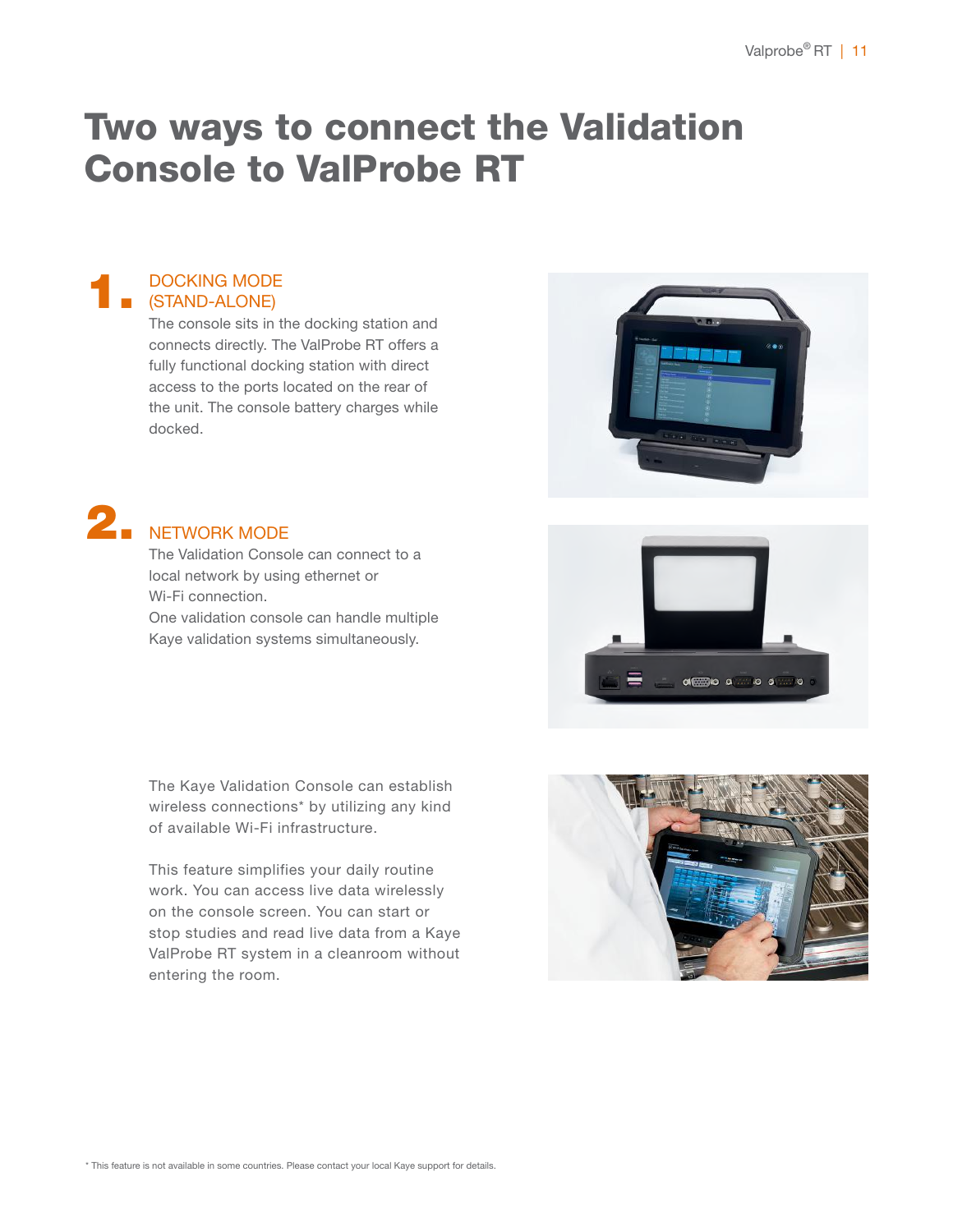# Two ways to connect the Validation Console to ValProbe RT

## 1. DOCKING MODE (STAND-ALONE)

The console sits in the docking station and connects directly. The ValProbe RT offers a fully functional docking station with direct access to the ports located on the rear of the unit. The console battery charges while docked.

## 2. NETWORK MODE

The Validation Console can connect to a local network by using ethernet or Wi-Fi connection.
One validation console can handle multiple Kaye validation systems simultaneously.

The Kaye Validation Console can establish wireless connections* by utilizing any kind of available Wi-Fi infrastructure.

This feature simplifies your daily routine work. You can access live data wirelessly on the console screen. You can start or stop studies and read live data from a Kaye ValProbe RT system in a cleanroom without entering the room.

* This feature is not available in some countries. Please contact your local Kaye support for details.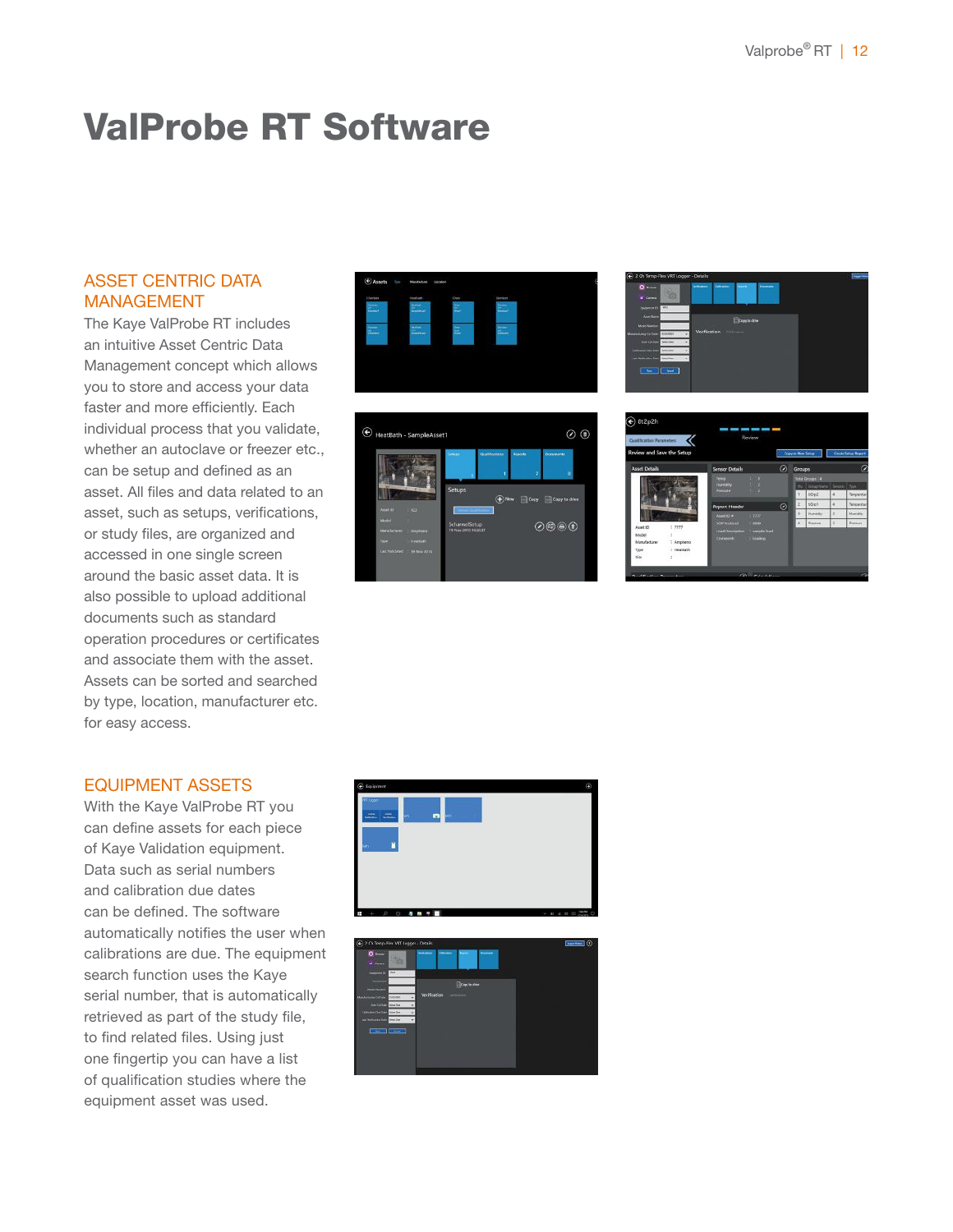# ValProbe RT Software

## ASSET CENTRIC DATA MANAGEMENT

The Kaye ValProbe RT includes an intuitive Asset Centric Data Management concept which allows you to store and access your data faster and more efficiently. Each individual process that you validate, whether an autoclave or freezer etc., can be setup and defined as an asset. All files and data related to an asset, such as setups, verifications, or study files, are organized and accessed in one single screen around the basic asset data. It is also possible to upload additional documents such as standard operation procedures or certificates and associate them with the asset. Assets can be sorted and searched by type, location, manufacturer etc. for easy access.

## EQUIPMENT ASSETS

With the Kaye ValProbe RT you can define assets for each piece of Kaye Validation equipment. Data such as serial numbers and calibration due dates can be defined. The software automatically notifies the user when calibrations are due. The equipment search function uses the Kaye serial number, that is automatically retrieved as part of the study file, to find related files. Using just one fingertip you can have a list of qualification studies where the equipment asset was used.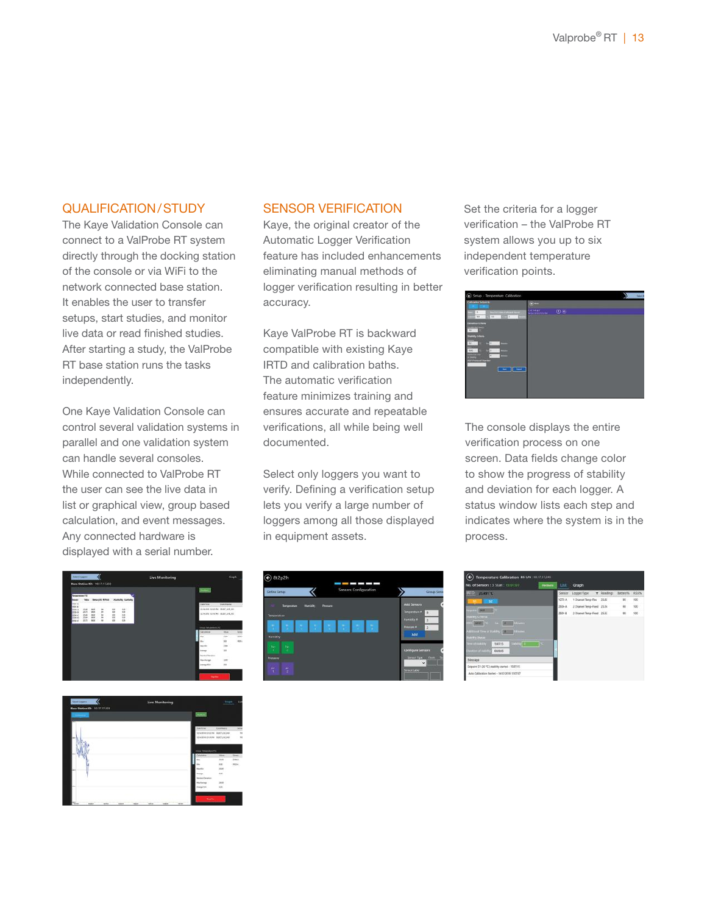## QUALIFICATION / STUDY

The Kaye Validation Console can connect to a ValProbe RT system directly through the docking station of the console or via WiFi to the network connected base station. It enables the user to transfer setups, start studies, and monitor live data or read finished studies. After starting a study, the ValProbe RT base station runs the tasks independently.

One Kaye Validation Console can control several validation systems in parallel and one validation system can handle several consoles. While connected to ValProbe RT the user can see the live data in list or graphical view, group based calculation, and event messages. Any connected hardware is displayed with a serial number.

## SENSOR VERIFICATION

Kaye, the original creator of the Automatic Logger Verification feature has included enhancements eliminating manual methods of logger verification resulting in better accuracy.

Kaye ValProbe RT is backward compatible with existing Kaye IRTD and calibration baths. The automatic verification feature minimizes training and ensures accurate and repeatable verifications, all while being well documented.

Select only loggers you want to verify. Defining a verification setup lets you verify a large number of loggers among all those displayed in equipment assets.

Set the criteria for a logger verification – the ValProbe RT system allows you up to six independent temperature verification points.

The console displays the entire verification process on one screen. Data fields change color to show the progress of stability and deviation for each logger. A status window lists each step and indicates where the system is in the process.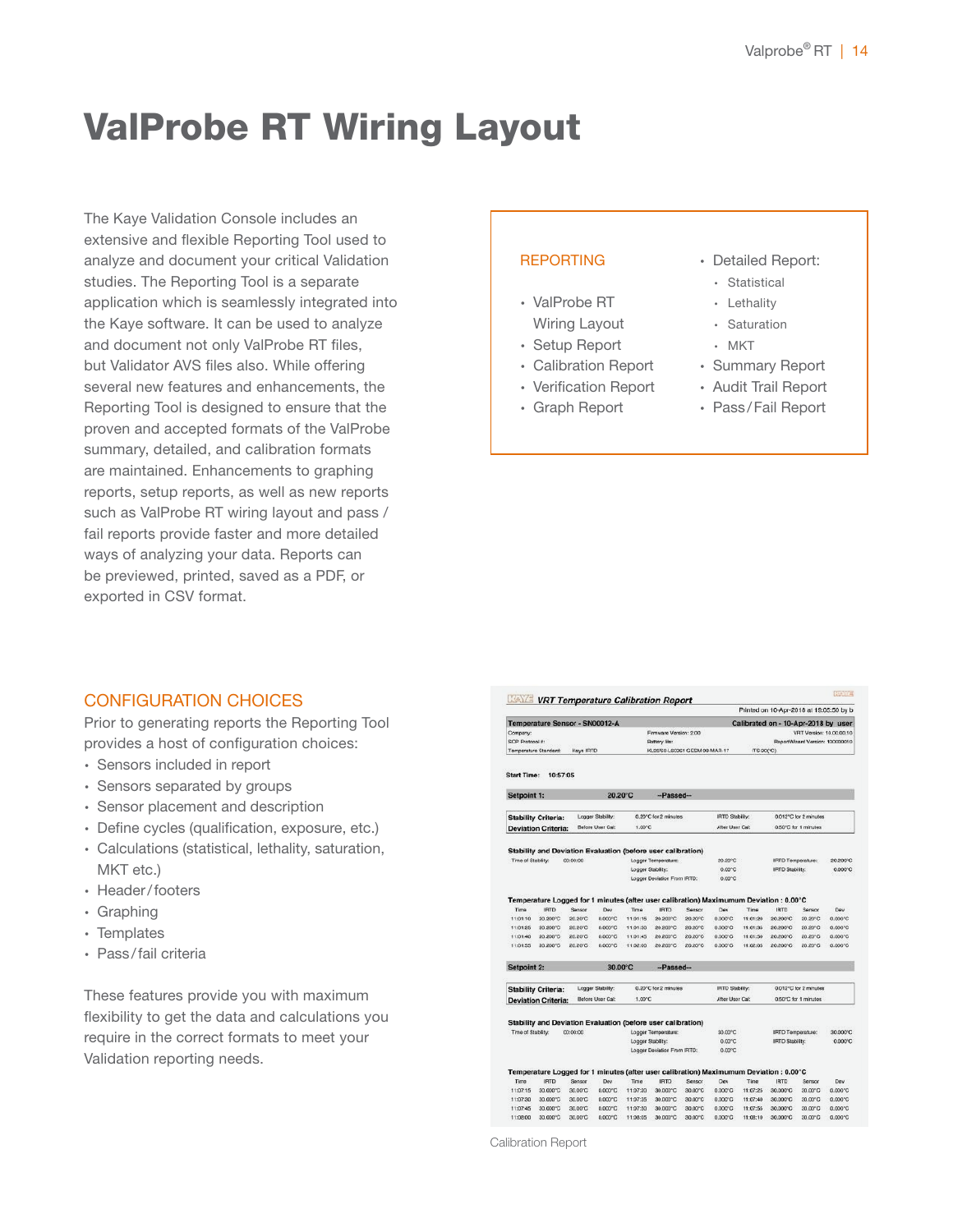# ValProbe RT Wiring Layout

The Kaye Validation Console includes an extensive and flexible Reporting Tool used to analyze and document your critical Validation studies. The Reporting Tool is a separate application which is seamlessly integrated into the Kaye software. It can be used to analyze and document not only ValProbe RT files, but Validator AVS files also. While offering several new features and enhancements, the Reporting Tool is designed to ensure that the proven and accepted formats of the ValProbe summary, detailed, and calibration formats are maintained. Enhancements to graphing reports, setup reports, as well as new reports such as ValProbe RT wiring layout and pass / fail reports provide faster and more detailed ways of analyzing your data. Reports can be previewed, printed, saved as a PDF, or exported in CSV format.

## REPORTING

- ValProbe RT Wiring Layout
- Setup Report
- Calibration Report
- Verification Report
- Graph Report
- Detailed Report:
  - Statistical
  - Lethality
  - Saturation
  - MKT
- Summary Report
- Audit Trail Report
- Pass/Fail Report

## CONFIGURATION CHOICES

Prior to generating reports the Reporting Tool provides a host of configuration choices:

- Sensors included in report
- Sensors separated by groups
- Sensor placement and description
- Define cycles (qualification, exposure, etc.)
- Calculations (statistical, lethality, saturation, MKT etc.)
- Header/footers
- Graphing
- Templates
- Pass/fail criteria

These features provide you with maximum flexibility to get the data and calculations you require in the correct formats to meet your Validation reporting needs.

Calibration Report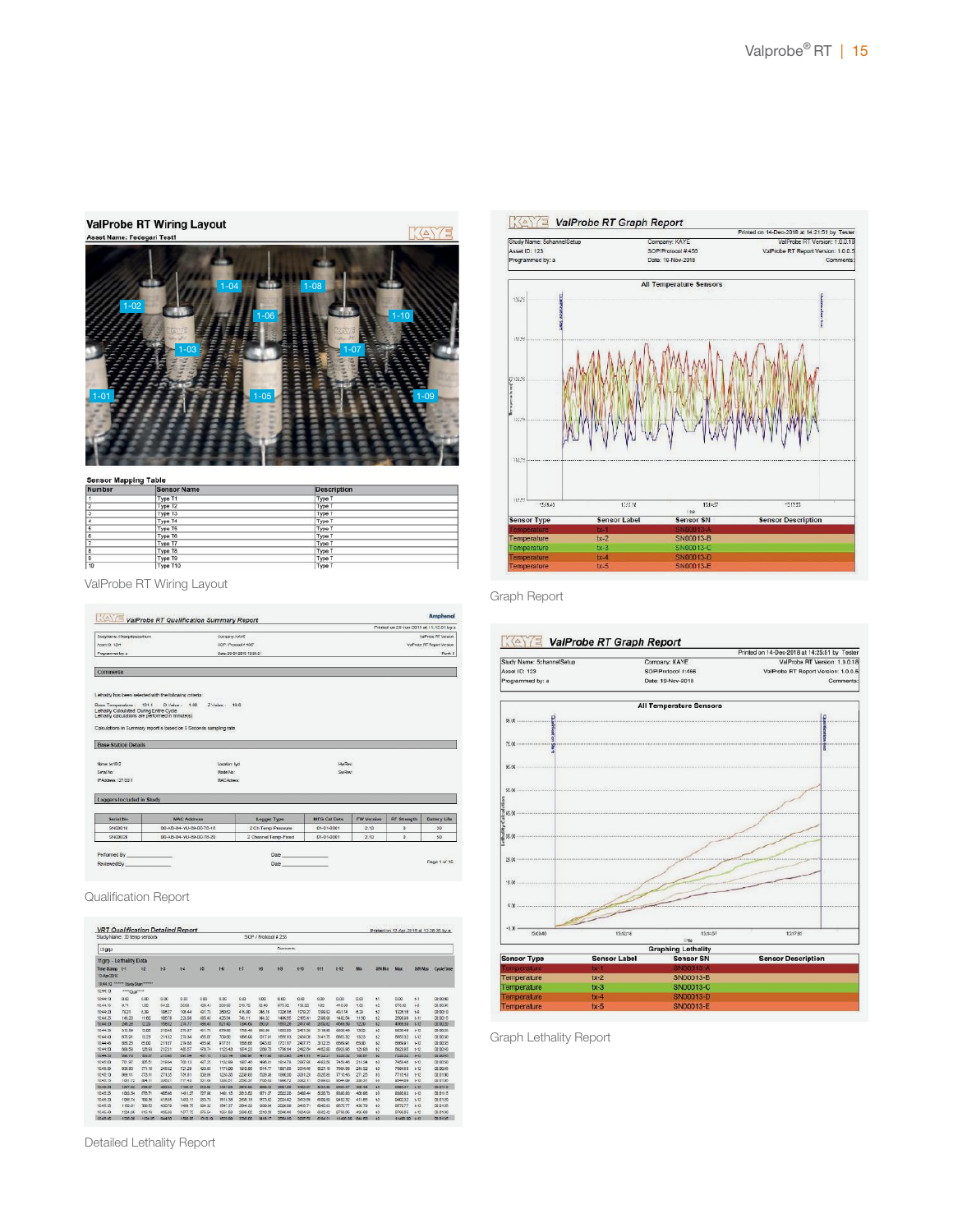ValProbe RT Wiring Layout

Qualification Report

Detailed Lethality Report

Graph Report

Graph Lethality Report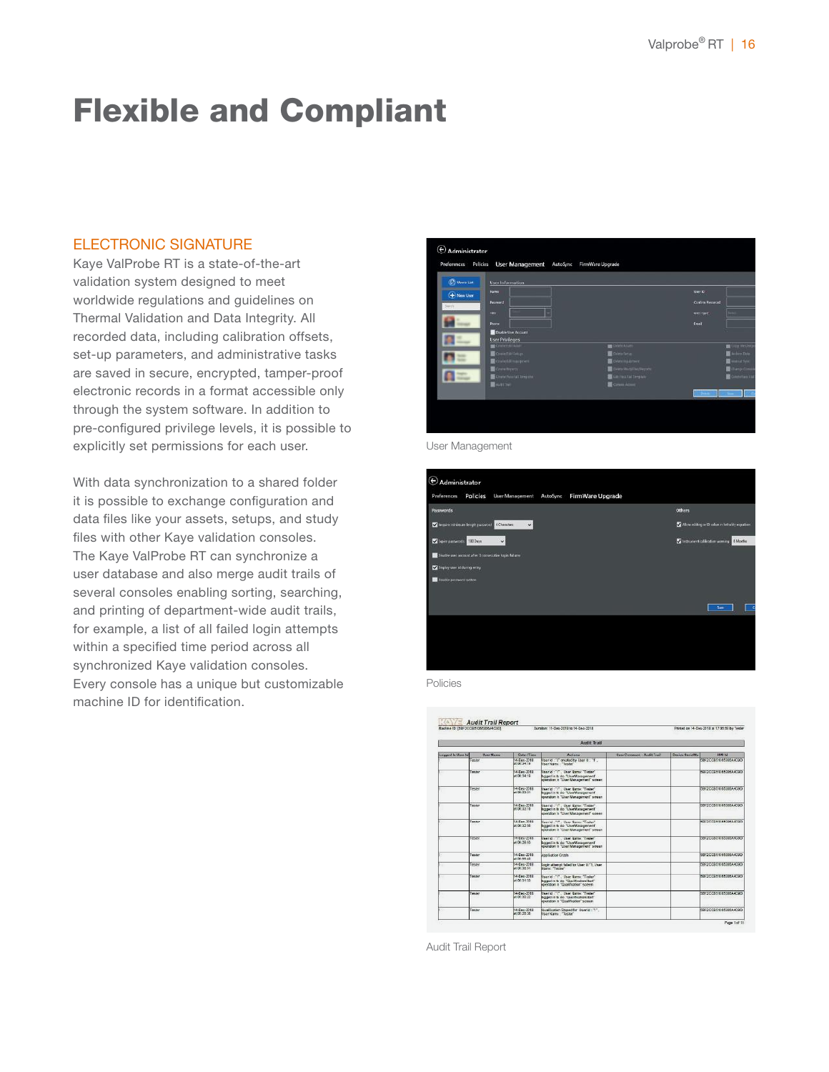# Flexible and Compliant

## ELECTRONIC SIGNATURE

Kaye ValProbe RT is a state-of-the-art validation system designed to meet worldwide regulations and guidelines on Thermal Validation and Data Integrity. All recorded data, including calibration offsets, set-up parameters, and administrative tasks are saved in secure, encrypted, tamper-proof electronic records in a format accessible only through the system software. In addition to pre-configured privilege levels, it is possible to explicitly set permissions for each user.

With data synchronization to a shared folder it is possible to exchange configuration and data files like your assets, setups, and study files with other Kaye validation consoles. The Kaye ValProbe RT can synchronize a user database and also merge audit trails of several consoles enabling sorting, searching, and printing of department-wide audit trails, for example, a list of all failed login attempts within a specified time period across all synchronized Kaye validation consoles. Every console has a unique but customizable machine ID for identification.

User Management

Policies

Audit Trail Report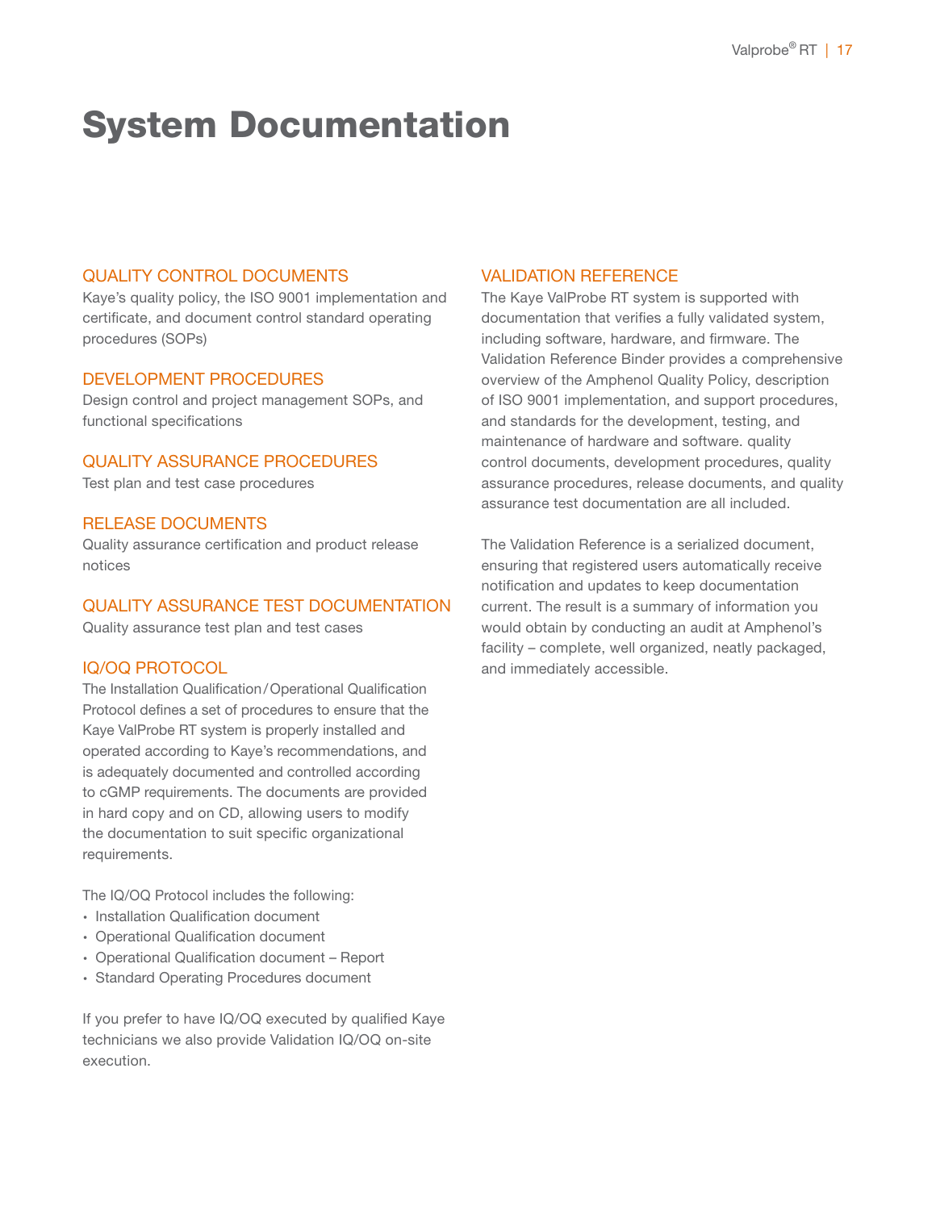# System Documentation

## QUALITY CONTROL DOCUMENTS

Kaye's quality policy, the ISO 9001 implementation and certificate, and document control standard operating procedures (SOPs)

## DEVELOPMENT PROCEDURES

Design control and project management SOPs, and functional specifications

## QUALITY ASSURANCE PROCEDURES

Test plan and test case procedures

## RELEASE DOCUMENTS

Quality assurance certification and product release notices

## QUALITY ASSURANCE TEST DOCUMENTATION

Quality assurance test plan and test cases

## IQ/OQ PROTOCOL

The Installation Qualification / Operational Qualification Protocol defines a set of procedures to ensure that the Kaye ValProbe RT system is properly installed and operated according to Kaye's recommendations, and is adequately documented and controlled according to cGMP requirements. The documents are provided in hard copy and on CD, allowing users to modify the documentation to suit specific organizational requirements.

The IQ/OQ Protocol includes the following:

- Installation Qualification document
- Operational Qualification document
- Operational Qualification document – Report
- Standard Operating Procedures document

If you prefer to have IQ/OQ executed by qualified Kaye technicians we also provide Validation IQ/OQ on-site execution.

## VALIDATION REFERENCE

The Kaye ValProbe RT system is supported with documentation that verifies a fully validated system, including software, hardware, and firmware. The Validation Reference Binder provides a comprehensive overview of the Amphenol Quality Policy, description of ISO 9001 implementation, and support procedures, and standards for the development, testing, and maintenance of hardware and software. quality control documents, development procedures, quality assurance procedures, release documents, and quality assurance test documentation are all included.

The Validation Reference is a serialized document, ensuring that registered users automatically receive notification and updates to keep documentation current. The result is a summary of information you would obtain by conducting an audit at Amphenol's facility – complete, well organized, neatly packaged, and immediately accessible.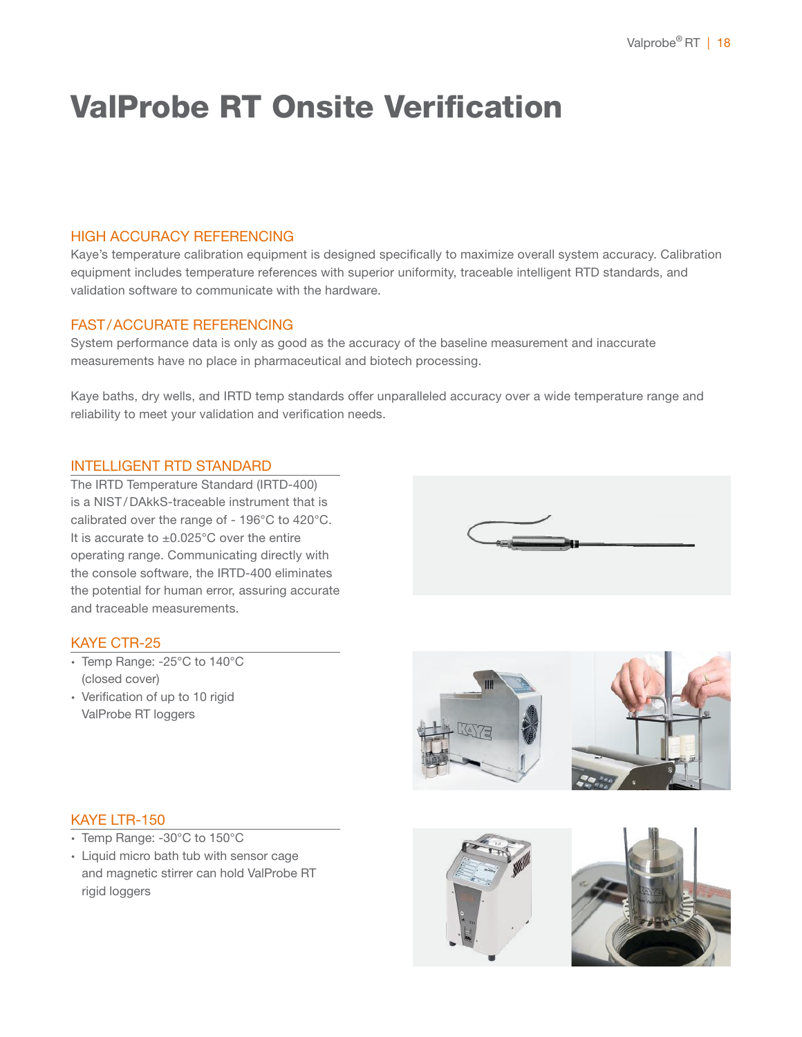# ValProbe RT Onsite Verification

## HIGH ACCURACY REFERENCING

Kaye's temperature calibration equipment is designed specifically to maximize overall system accuracy. Calibration equipment includes temperature references with superior uniformity, traceable intelligent RTD standards, and validation software to communicate with the hardware.

## FAST / ACCURATE REFERENCING

System performance data is only as good as the accuracy of the baseline measurement and inaccurate measurements have no place in pharmaceutical and biotech processing.

Kaye baths, dry wells, and IRTD temp standards offer unparalleled accuracy over a wide temperature range and reliability to meet your validation and verification needs.

## INTELLIGENT RTD STANDARD

The IRTD Temperature Standard (IRTD-400) is a NIST / DAkkS-traceable instrument that is calibrated over the range of - 196°C to 420°C. It is accurate to ±0.025°C over the entire operating range. Communicating directly with the console software, the IRTD-400 eliminates the potential for human error, assuring accurate and traceable measurements.

## KAYE CTR-25

- Temp Range: -25°C to 140°C (closed cover)
- Verification of up to 10 rigid ValProbe RT loggers

## KAYE LTR-150

- Temp Range: -30°C to 150°C
- Liquid micro bath tub with sensor cage and magnetic stirrer can hold ValProbe RT rigid loggers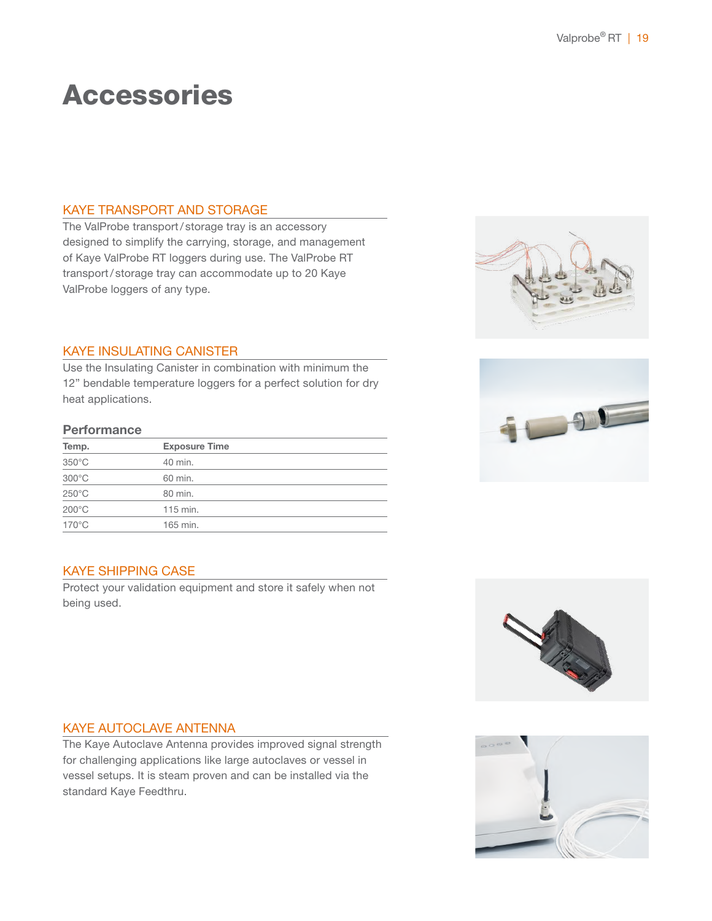# Accessories

## KAYE TRANSPORT AND STORAGE

The ValProbe transport / storage tray is an accessory designed to simplify the carrying, storage, and management of Kaye ValProbe RT loggers during use. The ValProbe RT transport / storage tray can accommodate up to 20 Kaye ValProbe loggers of any type.

## KAYE INSULATING CANISTER

Use the Insulating Canister in combination with minimum the 12” bendable temperature loggers for a perfect solution for dry heat applications.

### Performance

| Temp. | Exposure Time |
| --- | --- |
| 350°C | 40 min. |
| 300°C | 60 min. |
| 250°C | 80 min. |
| 200°C | 115 min. |
| 170°C | 165 min. |

## KAYE SHIPPING CASE

Protect your validation equipment and store it safely when not being used.

## KAYE AUTOCLAVE ANTENNA

The Kaye Autoclave Antenna provides improved signal strength for challenging applications like large autoclaves or vessel in vessel setups. It is steam proven and can be installed via the standard Kaye Feedthru.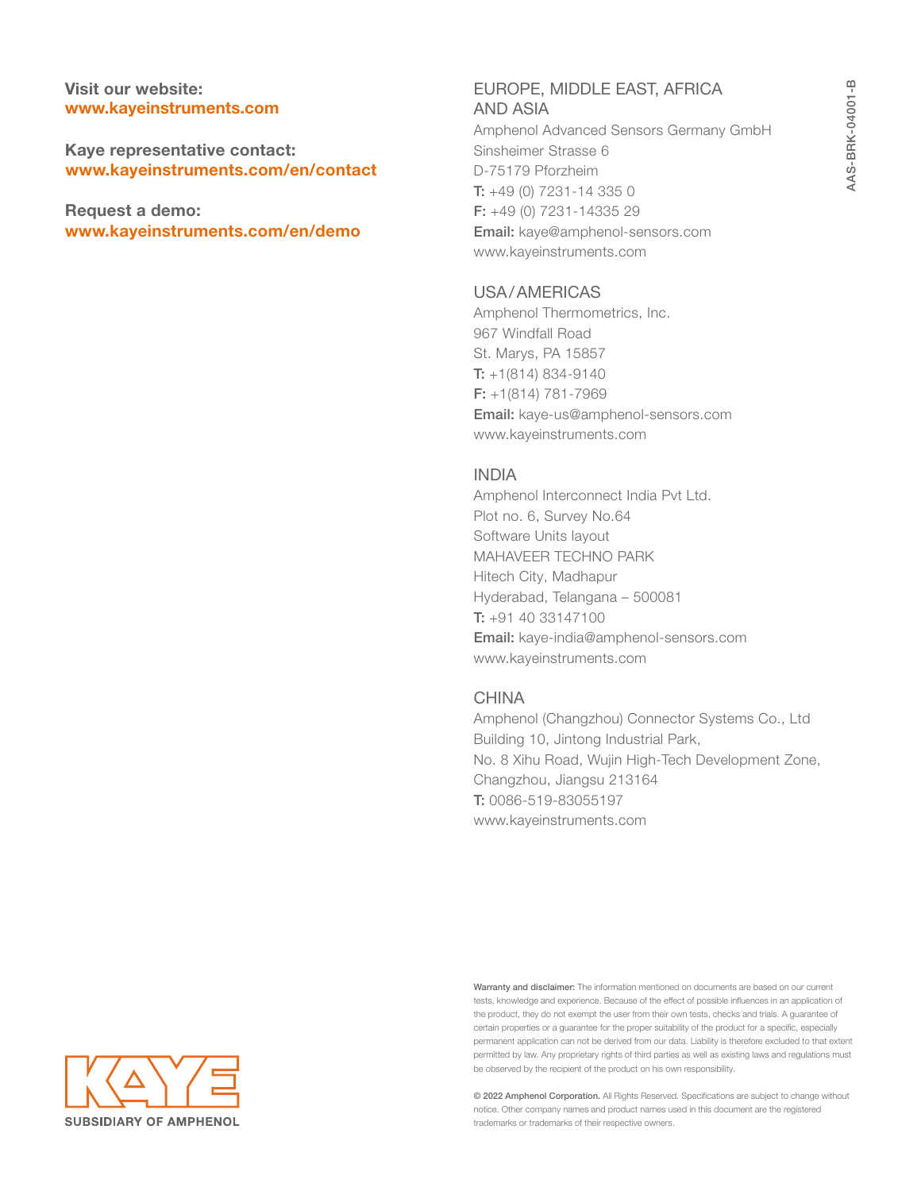**Visit our website:**
**www.kayeinstruments.com**

**Kaye representative contact:**
**www.kayeinstruments.com/en/contact**

**Request a demo:**
**www.kayeinstruments.com/en/demo**

## EUROPE, MIDDLE EAST, AFRICA AND ASIA

Amphenol Advanced Sensors Germany GmbH
Sinsheimer Strasse 6
D-75179 Pforzheim
**T:** +49 (0) 7231-14 335 0
**F:** +49 (0) 7231-14335 29
**Email:** kaye@amphenol-sensors.com
www.kayeinstruments.com

## USA/AMERICAS

Amphenol Thermometrics, Inc.
967 Windfall Road
St. Marys, PA 15857
**T:** +1(814) 834-9140
**F:** +1(814) 781-7969
**Email:** kaye-us@amphenol-sensors.com
www.kayeinstruments.com

## INDIA

Amphenol Interconnect India Pvt Ltd.
Plot no. 6, Survey No.64
Software Units layout
MAHAVEER TECHNO PARK
Hitech City, Madhapur
Hyderabad, Telangana – 500081
**T:** +91 40 33147100
**Email:** kaye-india@amphenol-sensors.com
www.kayeinstruments.com

## CHINA

Amphenol (Changzhou) Connector Systems Co., Ltd
Building 10, Jintong Industrial Park,
No. 8 Xihu Road, Wujin High-Tech Development Zone,
Changzhou, Jiangsu 213164
**T:** 0086-519-83055197
www.kayeinstruments.com

AAS-BRK-04001-B

KAYE
SUBSIDIARY OF AMPHENOL

**Warranty and disclaimer:** The information mentioned on documents are based on our current tests, knowledge and experience. Because of the effect of possible influences in an application of the product, they do not exempt the user from their own tests, checks and trials. A guarantee of certain properties or a guarantee for the proper suitability of the product for a specific, especially permanent application can not be derived from our data. Liability is therefore excluded to that extent permitted by law. Any proprietary rights of third parties as well as existing laws and regulations must be observed by the recipient of the product on his own responsibility.

**© 2022 Amphenol Corporation.** All Rights Reserved. Specifications are subject to change without notice. Other company names and product names used in this document are the registered trademarks or trademarks of their respective owners.